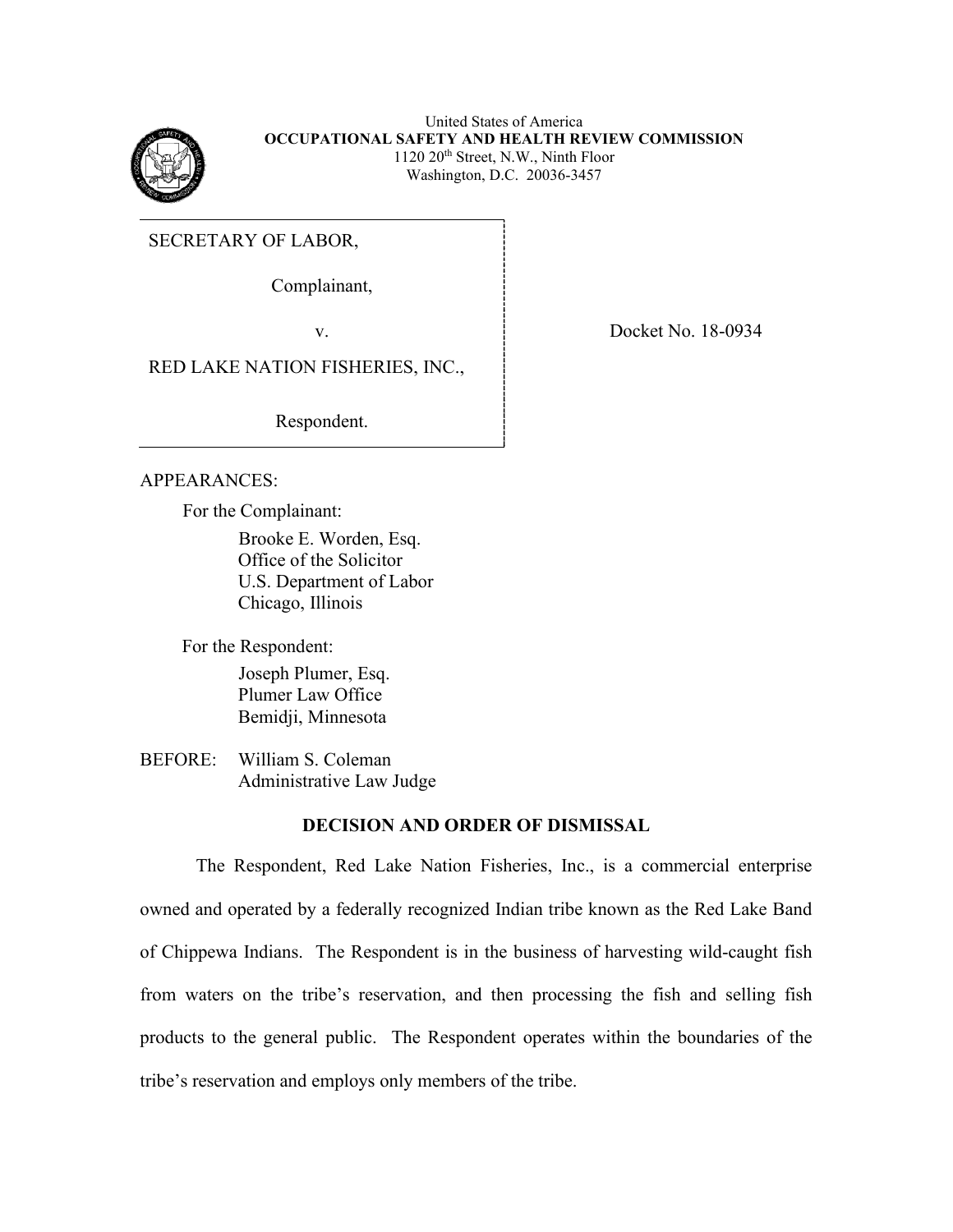United States of America
**OCCUPATIONAL SAFETY AND HEALTH REVIEW COMMISSION**
1120 20th Street, N.W., Ninth Floor
Washington, D.C. 20036-3457

SECRETARY OF LABOR,

Complainant,

v.

RED LAKE NATION FISHERIES, INC.,

Respondent.

Docket No. 18-0934

APPEARANCES:

For the Complainant:

Brooke E. Worden, Esq.
Office of the Solicitor
U.S. Department of Labor
Chicago, Illinois

For the Respondent:

Joseph Plumer, Esq.
Plumer Law Office
Bemidji, Minnesota

BEFORE: William S. Coleman
Administrative Law Judge

**DECISION AND ORDER OF DISMISSAL**

The Respondent, Red Lake Nation Fisheries, Inc., is a commercial enterprise owned and operated by a federally recognized Indian tribe known as the Red Lake Band of Chippewa Indians. The Respondent is in the business of harvesting wild-caught fish from waters on the tribe's reservation, and then processing the fish and selling fish products to the general public. The Respondent operates within the boundaries of the tribe's reservation and employs only members of the tribe.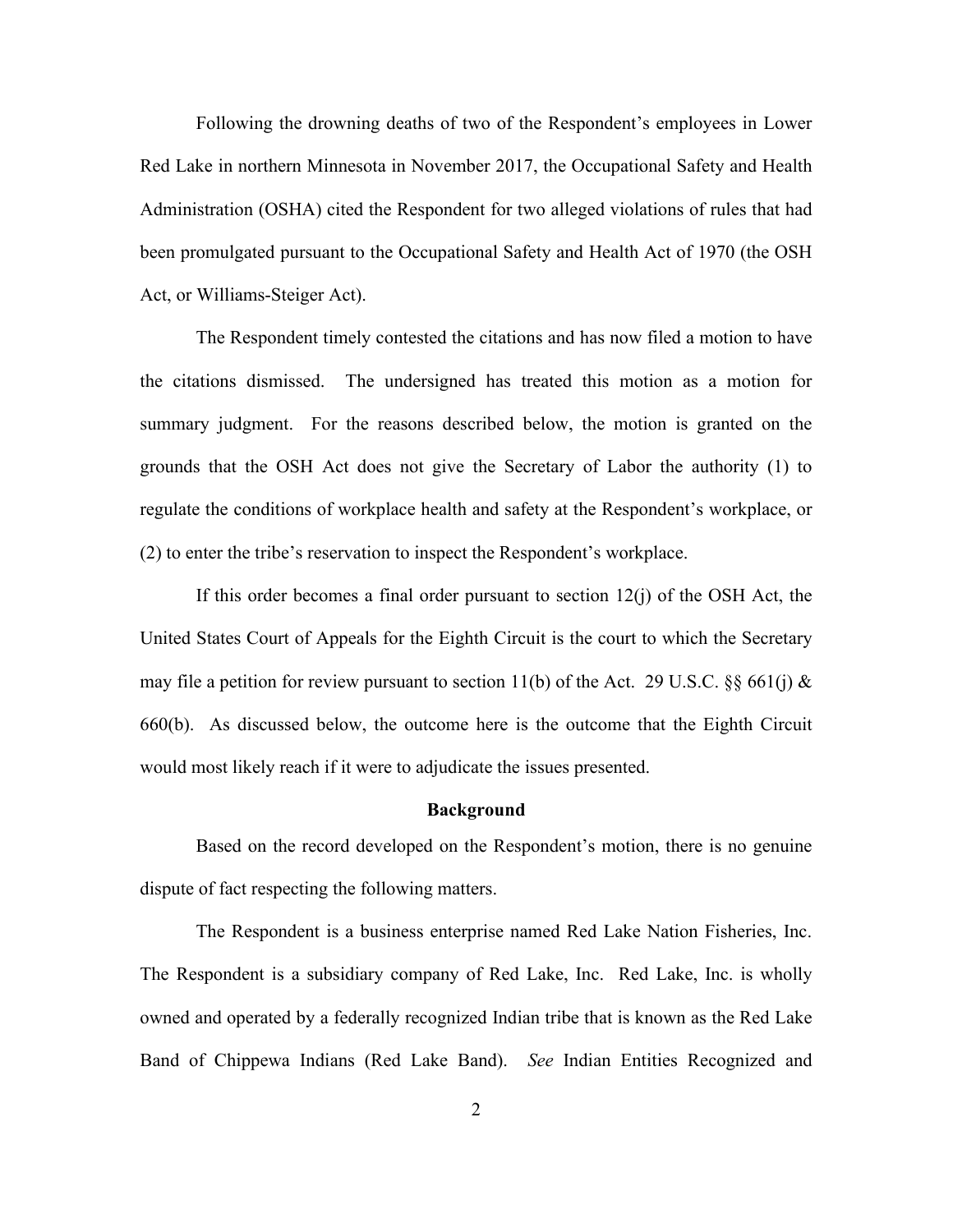Following the drowning deaths of two of the Respondent's employees in Lower Red Lake in northern Minnesota in November 2017, the Occupational Safety and Health Administration (OSHA) cited the Respondent for two alleged violations of rules that had been promulgated pursuant to the Occupational Safety and Health Act of 1970 (the OSH Act, or Williams-Steiger Act).

The Respondent timely contested the citations and has now filed a motion to have the citations dismissed. The undersigned has treated this motion as a motion for summary judgment. For the reasons described below, the motion is granted on the grounds that the OSH Act does not give the Secretary of Labor the authority (1) to regulate the conditions of workplace health and safety at the Respondent's workplace, or (2) to enter the tribe's reservation to inspect the Respondent's workplace.

If this order becomes a final order pursuant to section 12(j) of the OSH Act, the United States Court of Appeals for the Eighth Circuit is the court to which the Secretary may file a petition for review pursuant to section 11(b) of the Act. 29 U.S.C. §§ 661(j) & 660(b). As discussed below, the outcome here is the outcome that the Eighth Circuit would most likely reach if it were to adjudicate the issues presented.

## Background

Based on the record developed on the Respondent's motion, there is no genuine dispute of fact respecting the following matters.

The Respondent is a business enterprise named Red Lake Nation Fisheries, Inc. The Respondent is a subsidiary company of Red Lake, Inc. Red Lake, Inc. is wholly owned and operated by a federally recognized Indian tribe that is known as the Red Lake Band of Chippewa Indians (Red Lake Band). *See* Indian Entities Recognized and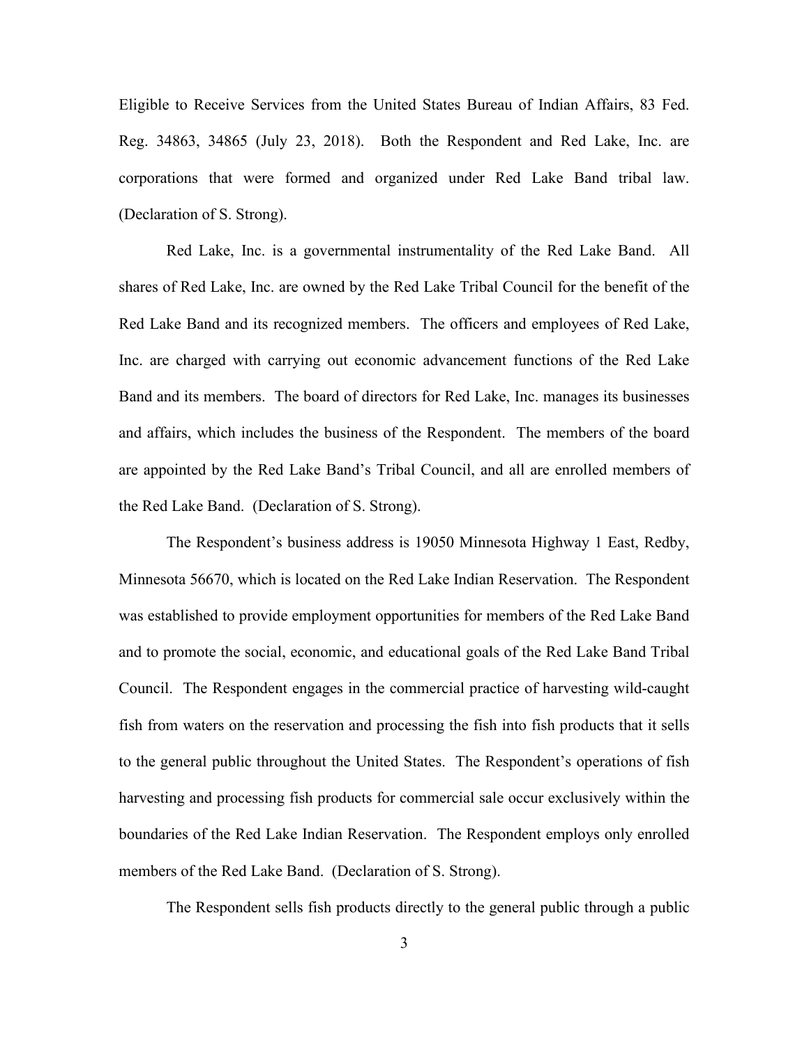Eligible to Receive Services from the United States Bureau of Indian Affairs, 83 Fed. Reg. 34863, 34865 (July 23, 2018). Both the Respondent and Red Lake, Inc. are corporations that were formed and organized under Red Lake Band tribal law. (Declaration of S. Strong).

Red Lake, Inc. is a governmental instrumentality of the Red Lake Band. All shares of Red Lake, Inc. are owned by the Red Lake Tribal Council for the benefit of the Red Lake Band and its recognized members. The officers and employees of Red Lake, Inc. are charged with carrying out economic advancement functions of the Red Lake Band and its members. The board of directors for Red Lake, Inc. manages its businesses and affairs, which includes the business of the Respondent. The members of the board are appointed by the Red Lake Band's Tribal Council, and all are enrolled members of the Red Lake Band. (Declaration of S. Strong).

The Respondent's business address is 19050 Minnesota Highway 1 East, Redby, Minnesota 56670, which is located on the Red Lake Indian Reservation. The Respondent was established to provide employment opportunities for members of the Red Lake Band and to promote the social, economic, and educational goals of the Red Lake Band Tribal Council. The Respondent engages in the commercial practice of harvesting wild-caught fish from waters on the reservation and processing the fish into fish products that it sells to the general public throughout the United States. The Respondent's operations of fish harvesting and processing fish products for commercial sale occur exclusively within the boundaries of the Red Lake Indian Reservation. The Respondent employs only enrolled members of the Red Lake Band. (Declaration of S. Strong).

The Respondent sells fish products directly to the general public through a public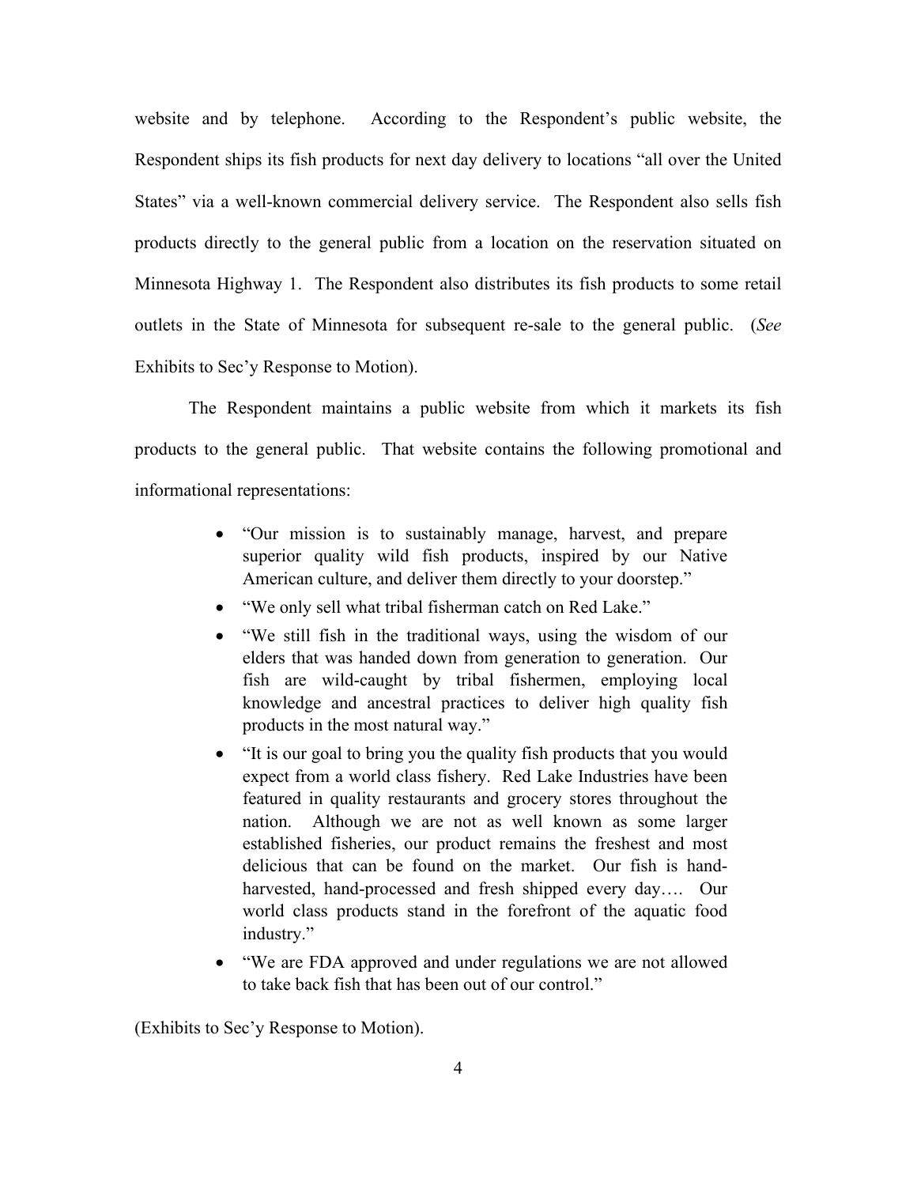website and by telephone. According to the Respondent's public website, the Respondent ships its fish products for next day delivery to locations "all over the United States" via a well-known commercial delivery service. The Respondent also sells fish products directly to the general public from a location on the reservation situated on Minnesota Highway 1. The Respondent also distributes its fish products to some retail outlets in the State of Minnesota for subsequent re-sale to the general public. (*See* Exhibits to Sec'y Response to Motion).

The Respondent maintains a public website from which it markets its fish products to the general public. That website contains the following promotional and informational representations:

- "Our mission is to sustainably manage, harvest, and prepare superior quality wild fish products, inspired by our Native American culture, and deliver them directly to your doorstep."
- "We only sell what tribal fisherman catch on Red Lake."
- "We still fish in the traditional ways, using the wisdom of our elders that was handed down from generation to generation. Our fish are wild-caught by tribal fishermen, employing local knowledge and ancestral practices to deliver high quality fish products in the most natural way."
- "It is our goal to bring you the quality fish products that you would expect from a world class fishery. Red Lake Industries have been featured in quality restaurants and grocery stores throughout the nation. Although we are not as well known as some larger established fisheries, our product remains the freshest and most delicious that can be found on the market. Our fish is hand-harvested, hand-processed and fresh shipped every day…. Our world class products stand in the forefront of the aquatic food industry."
- "We are FDA approved and under regulations we are not allowed to take back fish that has been out of our control."

(Exhibits to Sec'y Response to Motion).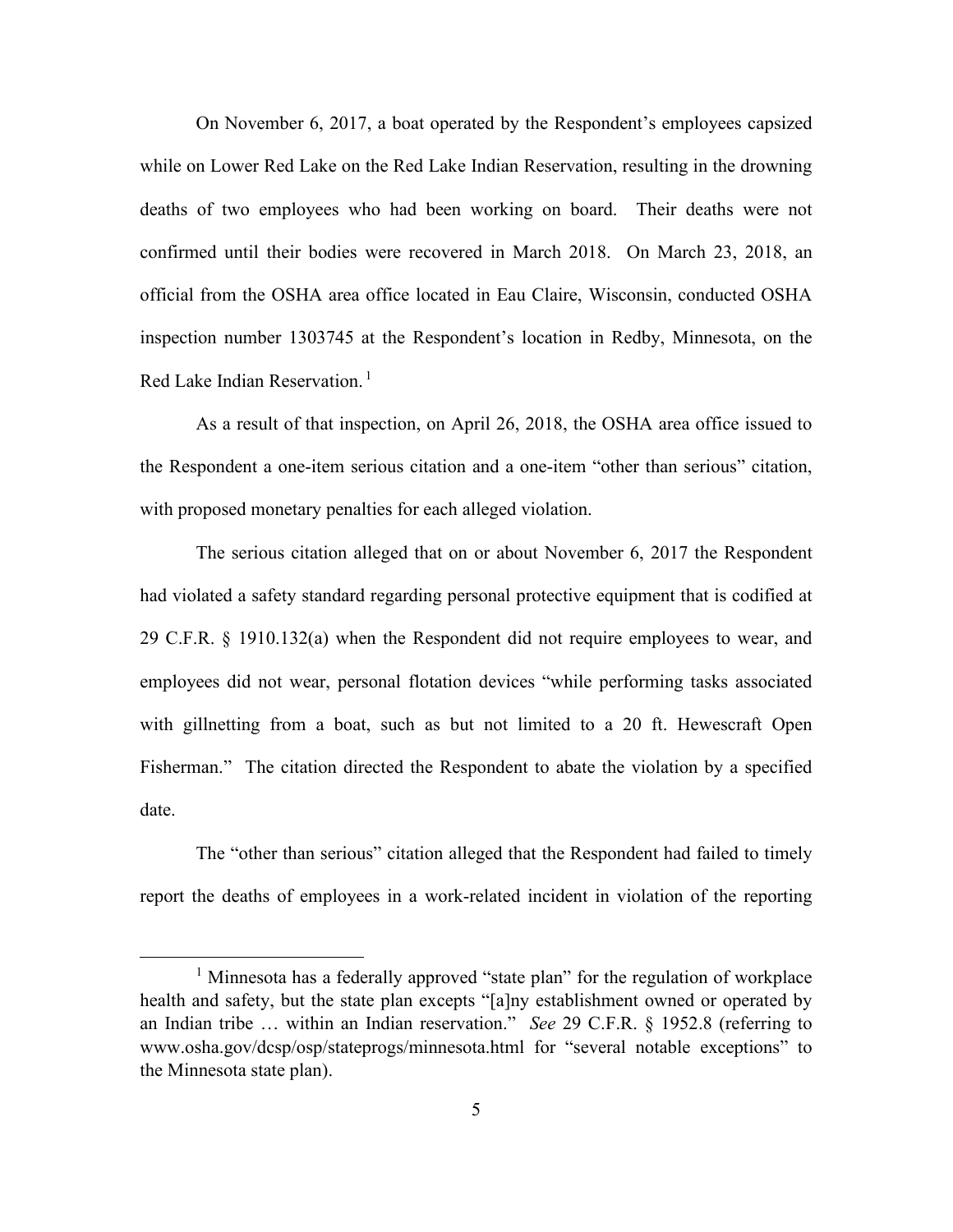On November 6, 2017, a boat operated by the Respondent's employees capsized while on Lower Red Lake on the Red Lake Indian Reservation, resulting in the drowning deaths of two employees who had been working on board. Their deaths were not confirmed until their bodies were recovered in March 2018. On March 23, 2018, an official from the OSHA area office located in Eau Claire, Wisconsin, conducted OSHA inspection number 1303745 at the Respondent's location in Redby, Minnesota, on the Red Lake Indian Reservation.[1]

As a result of that inspection, on April 26, 2018, the OSHA area office issued to the Respondent a one-item serious citation and a one-item "other than serious" citation, with proposed monetary penalties for each alleged violation.

The serious citation alleged that on or about November 6, 2017 the Respondent had violated a safety standard regarding personal protective equipment that is codified at 29 C.F.R. § 1910.132(a) when the Respondent did not require employees to wear, and employees did not wear, personal flotation devices "while performing tasks associated with gillnetting from a boat, such as but not limited to a 20 ft. Hewescraft Open Fisherman." The citation directed the Respondent to abate the violation by a specified date.

The "other than serious" citation alleged that the Respondent had failed to timely report the deaths of employees in a work-related incident in violation of the reporting

---

[1] Minnesota has a federally approved "state plan" for the regulation of workplace health and safety, but the state plan excepts "[a]ny establishment owned or operated by an Indian tribe … within an Indian reservation." *See* 29 C.F.R. § 1952.8 (referring to www.osha.gov/dcsp/osp/stateprogs/minnesota.html for "several notable exceptions" to the Minnesota state plan).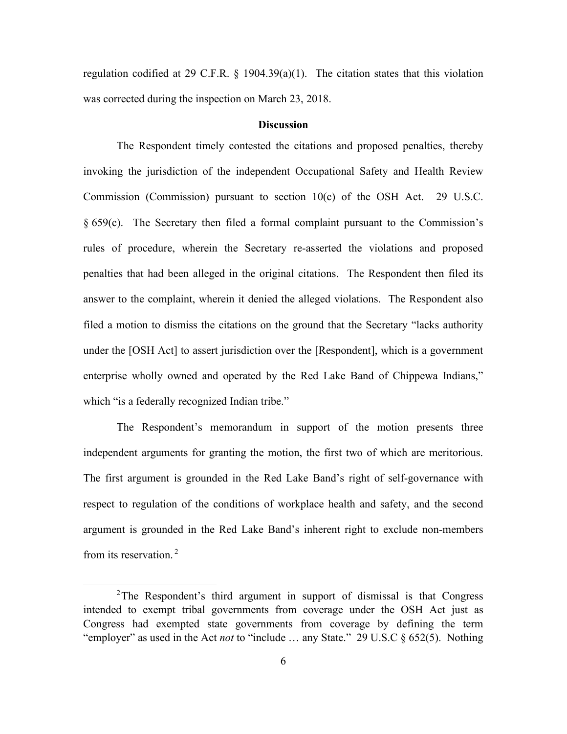regulation codified at 29 C.F.R. § 1904.39(a)(1). The citation states that this violation was corrected during the inspection on March 23, 2018.

## Discussion

The Respondent timely contested the citations and proposed penalties, thereby invoking the jurisdiction of the independent Occupational Safety and Health Review Commission (Commission) pursuant to section 10(c) of the OSH Act. 29 U.S.C. § 659(c). The Secretary then filed a formal complaint pursuant to the Commission's rules of procedure, wherein the Secretary re-asserted the violations and proposed penalties that had been alleged in the original citations. The Respondent then filed its answer to the complaint, wherein it denied the alleged violations. The Respondent also filed a motion to dismiss the citations on the ground that the Secretary "lacks authority under the [OSH Act] to assert jurisdiction over the [Respondent], which is a government enterprise wholly owned and operated by the Red Lake Band of Chippewa Indians," which "is a federally recognized Indian tribe."

The Respondent's memorandum in support of the motion presents three independent arguments for granting the motion, the first two of which are meritorious. The first argument is grounded in the Red Lake Band's right of self-governance with respect to regulation of the conditions of workplace health and safety, and the second argument is grounded in the Red Lake Band's inherent right to exclude non-members from its reservation.[2]

---

[2] The Respondent's third argument in support of dismissal is that Congress intended to exempt tribal governments from coverage under the OSH Act just as Congress had exempted state governments from coverage by defining the term "employer" as used in the Act *not* to "include … any State." 29 U.S.C § 652(5). Nothing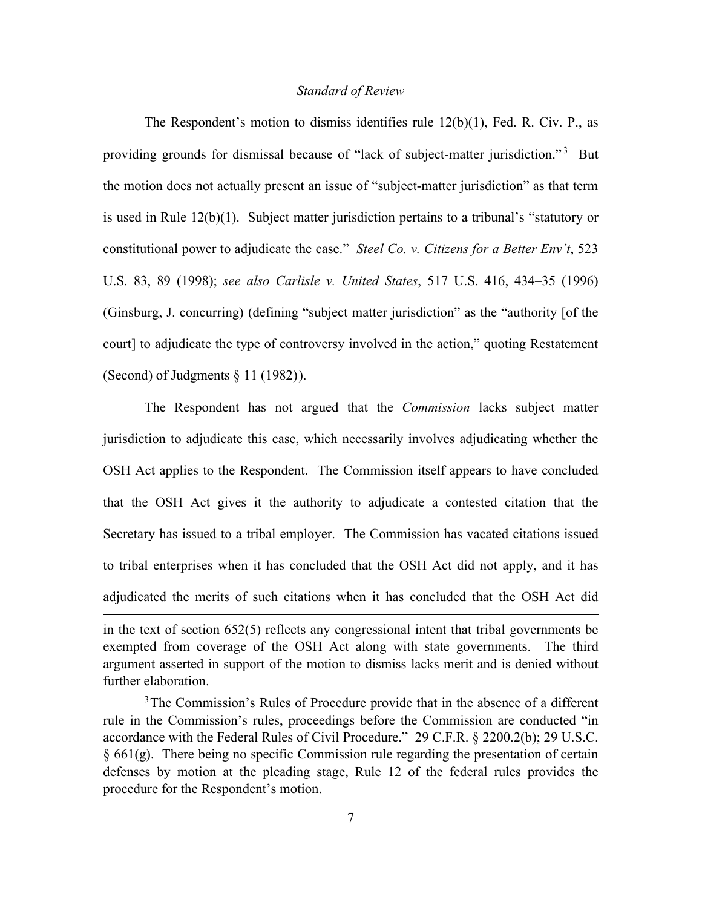*Standard of Review*

The Respondent's motion to dismiss identifies rule 12(b)(1), Fed. R. Civ. P., as providing grounds for dismissal because of "lack of subject-matter jurisdiction."[3] But the motion does not actually present an issue of "subject-matter jurisdiction" as that term is used in Rule 12(b)(1). Subject matter jurisdiction pertains to a tribunal's "statutory or constitutional power to adjudicate the case." *Steel Co. v. Citizens for a Better Env't*, 523 U.S. 83, 89 (1998); *see also Carlisle v. United States*, 517 U.S. 416, 434–35 (1996) (Ginsburg, J. concurring) (defining "subject matter jurisdiction" as the "authority [of the court] to adjudicate the type of controversy involved in the action," quoting Restatement (Second) of Judgments § 11 (1982)).

The Respondent has not argued that the *Commission* lacks subject matter jurisdiction to adjudicate this case, which necessarily involves adjudicating whether the OSH Act applies to the Respondent. The Commission itself appears to have concluded that the OSH Act gives it the authority to adjudicate a contested citation that the Secretary has issued to a tribal employer. The Commission has vacated citations issued to tribal enterprises when it has concluded that the OSH Act did not apply, and it has adjudicated the merits of such citations when it has concluded that the OSH Act did

---

in the text of section 652(5) reflects any congressional intent that tribal governments be exempted from coverage of the OSH Act along with state governments. The third argument asserted in support of the motion to dismiss lacks merit and is denied without further elaboration.

[3] The Commission's Rules of Procedure provide that in the absence of a different rule in the Commission's rules, proceedings before the Commission are conducted "in accordance with the Federal Rules of Civil Procedure." 29 C.F.R. § 2200.2(b); 29 U.S.C. § 661(g). There being no specific Commission rule regarding the presentation of certain defenses by motion at the pleading stage, Rule 12 of the federal rules provides the procedure for the Respondent's motion.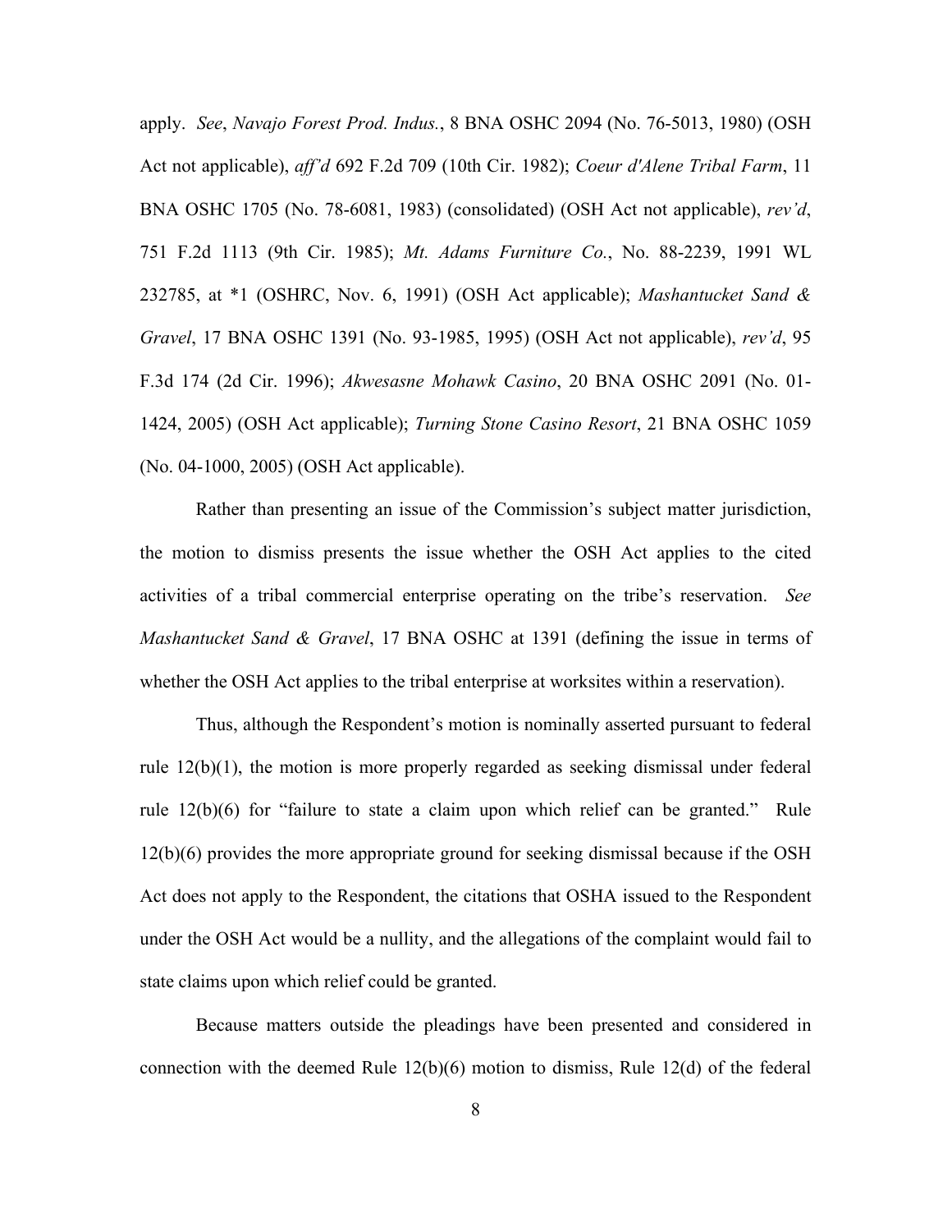apply. *See*, *Navajo Forest Prod. Indus.*, 8 BNA OSHC 2094 (No. 76-5013, 1980) (OSH Act not applicable), *aff'd* 692 F.2d 709 (10th Cir. 1982); *Coeur d'Alene Tribal Farm*, 11 BNA OSHC 1705 (No. 78-6081, 1983) (consolidated) (OSH Act not applicable), *rev'd*, 751 F.2d 1113 (9th Cir. 1985); *Mt. Adams Furniture Co.*, No. 88-2239, 1991 WL 232785, at *1 (OSHRC, Nov. 6, 1991) (OSH Act applicable); *Mashantucket Sand & Gravel*, 17 BNA OSHC 1391 (No. 93-1985, 1995) (OSH Act not applicable), *rev'd*, 95 F.3d 174 (2d Cir. 1996); *Akwesasne Mohawk Casino*, 20 BNA OSHC 2091 (No. 01-1424, 2005) (OSH Act applicable); *Turning Stone Casino Resort*, 21 BNA OSHC 1059 (No. 04-1000, 2005) (OSH Act applicable).

Rather than presenting an issue of the Commission's subject matter jurisdiction, the motion to dismiss presents the issue whether the OSH Act applies to the cited activities of a tribal commercial enterprise operating on the tribe's reservation. *See Mashantucket Sand & Gravel*, 17 BNA OSHC at 1391 (defining the issue in terms of whether the OSH Act applies to the tribal enterprise at worksites within a reservation).

Thus, although the Respondent's motion is nominally asserted pursuant to federal rule 12(b)(1), the motion is more properly regarded as seeking dismissal under federal rule 12(b)(6) for "failure to state a claim upon which relief can be granted." Rule 12(b)(6) provides the more appropriate ground for seeking dismissal because if the OSH Act does not apply to the Respondent, the citations that OSHA issued to the Respondent under the OSH Act would be a nullity, and the allegations of the complaint would fail to state claims upon which relief could be granted.

Because matters outside the pleadings have been presented and considered in connection with the deemed Rule 12(b)(6) motion to dismiss, Rule 12(d) of the federal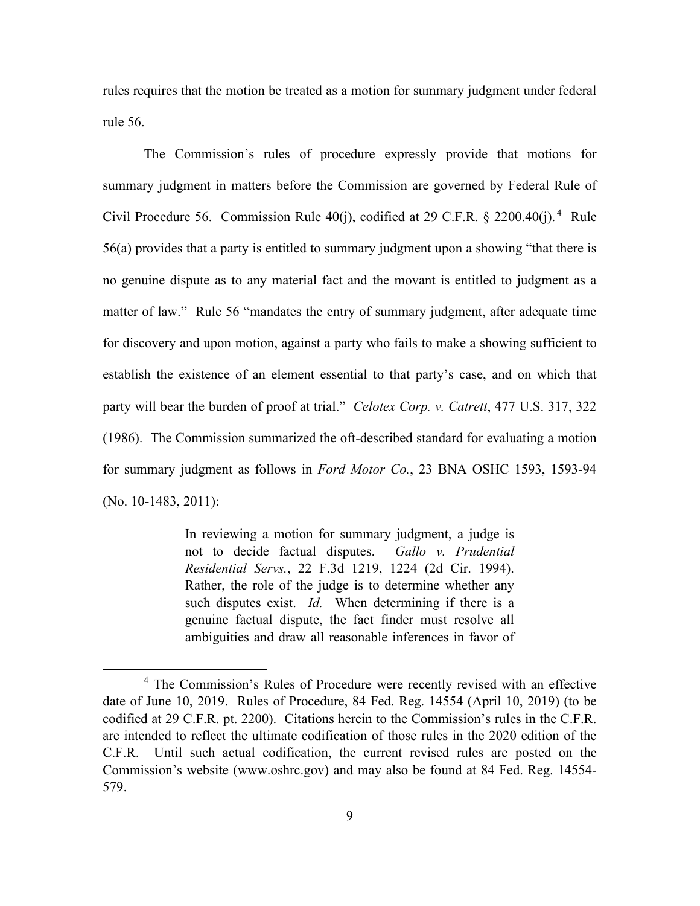rules requires that the motion be treated as a motion for summary judgment under federal rule 56.

The Commission's rules of procedure expressly provide that motions for summary judgment in matters before the Commission are governed by Federal Rule of Civil Procedure 56. Commission Rule 40(j), codified at 29 C.F.R. § 2200.40(j).[4] Rule 56(a) provides that a party is entitled to summary judgment upon a showing "that there is no genuine dispute as to any material fact and the movant is entitled to judgment as a matter of law." Rule 56 "mandates the entry of summary judgment, after adequate time for discovery and upon motion, against a party who fails to make a showing sufficient to establish the existence of an element essential to that party's case, and on which that party will bear the burden of proof at trial." *Celotex Corp. v. Catrett*, 477 U.S. 317, 322 (1986). The Commission summarized the oft-described standard for evaluating a motion for summary judgment as follows in *Ford Motor Co.*, 23 BNA OSHC 1593, 1593-94 (No. 10-1483, 2011):

> In reviewing a motion for summary judgment, a judge is not to decide factual disputes. *Gallo v. Prudential Residential Servs.*, 22 F.3d 1219, 1224 (2d Cir. 1994). Rather, the role of the judge is to determine whether any such disputes exist. *Id.* When determining if there is a genuine factual dispute, the fact finder must resolve all ambiguities and draw all reasonable inferences in favor of

[4] The Commission's Rules of Procedure were recently revised with an effective date of June 10, 2019. Rules of Procedure, 84 Fed. Reg. 14554 (April 10, 2019) (to be codified at 29 C.F.R. pt. 2200). Citations herein to the Commission's rules in the C.F.R. are intended to reflect the ultimate codification of those rules in the 2020 edition of the C.F.R. Until such actual codification, the current revised rules are posted on the Commission's website (www.oshrc.gov) and may also be found at 84 Fed. Reg. 14554-579.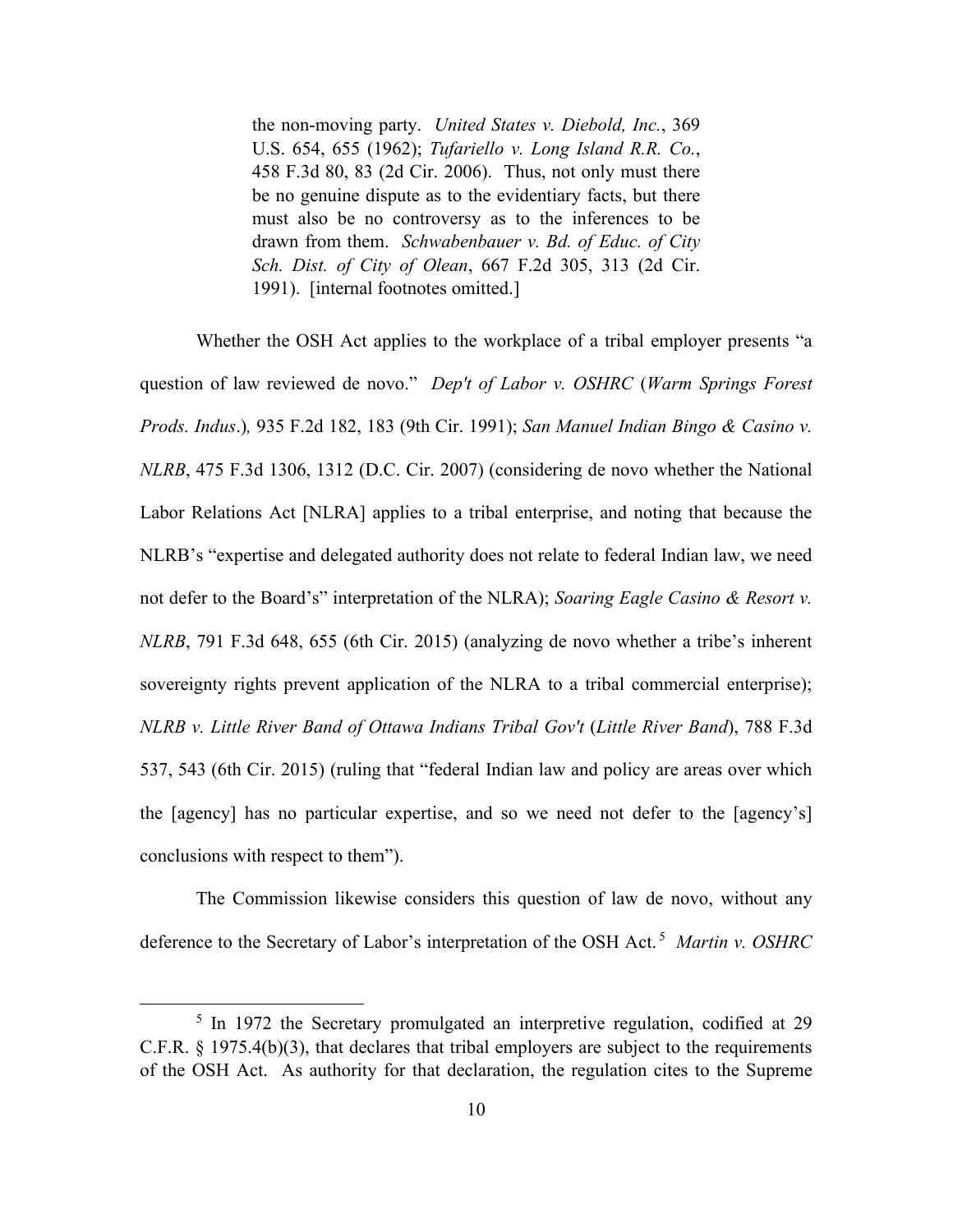> the non-moving party. *United States v. Diebold, Inc.*, 369 U.S. 654, 655 (1962); *Tufariello v. Long Island R.R. Co.*, 458 F.3d 80, 83 (2d Cir. 2006). Thus, not only must there be no genuine dispute as to the evidentiary facts, but there must also be no controversy as to the inferences to be drawn from them. *Schwabenbauer v. Bd. of Educ. of City Sch. Dist. of City of Olean*, 667 F.2d 305, 313 (2d Cir. 1991). [internal footnotes omitted.]

Whether the OSH Act applies to the workplace of a tribal employer presents "a question of law reviewed de novo." *Dep't of Labor v. OSHRC* (*Warm Springs Forest Prods. Indus*.)*,* 935 F.2d 182, 183 (9th Cir. 1991); *San Manuel Indian Bingo & Casino v. NLRB*, 475 F.3d 1306, 1312 (D.C. Cir. 2007) (considering de novo whether the National Labor Relations Act [NLRA] applies to a tribal enterprise, and noting that because the NLRB's "expertise and delegated authority does not relate to federal Indian law, we need not defer to the Board's" interpretation of the NLRA); *Soaring Eagle Casino & Resort v. NLRB*, 791 F.3d 648, 655 (6th Cir. 2015) (analyzing de novo whether a tribe's inherent sovereignty rights prevent application of the NLRA to a tribal commercial enterprise); *NLRB v. Little River Band of Ottawa Indians Tribal Gov't* (*Little River Band*), 788 F.3d 537, 543 (6th Cir. 2015) (ruling that "federal Indian law and policy are areas over which the [agency] has no particular expertise, and so we need not defer to the [agency's] conclusions with respect to them").

The Commission likewise considers this question of law de novo, without any deference to the Secretary of Labor's interpretation of the OSH Act.[5] *Martin v. OSHRC*

[5] In 1972 the Secretary promulgated an interpretive regulation, codified at 29 C.F.R. § 1975.4(b)(3), that declares that tribal employers are subject to the requirements of the OSH Act. As authority for that declaration, the regulation cites to the Supreme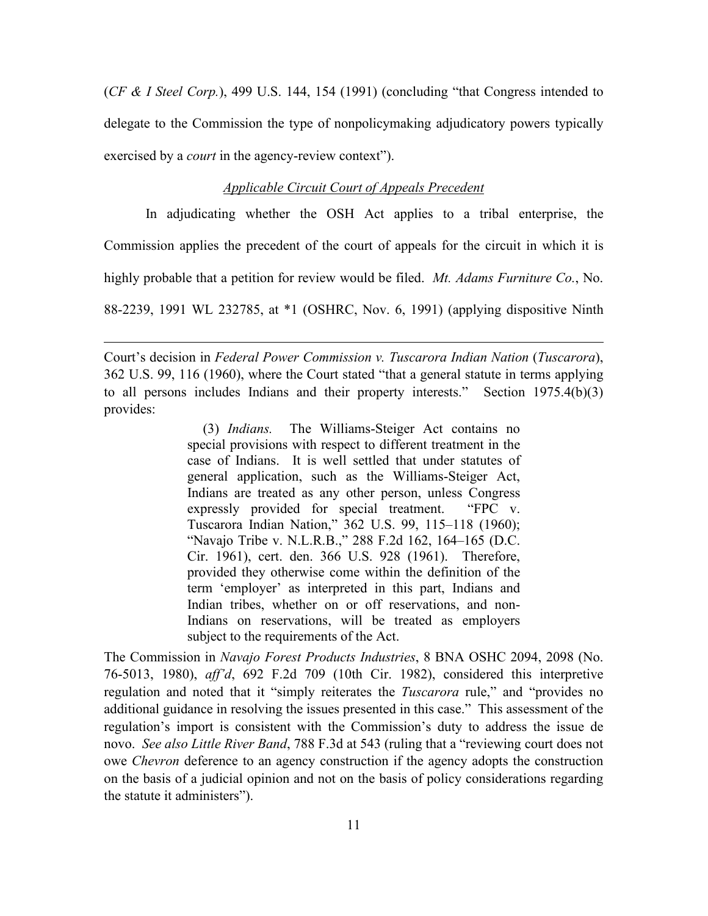(*CF & I Steel Corp.*), 499 U.S. 144, 154 (1991) (concluding "that Congress intended to delegate to the Commission the type of nonpolicymaking adjudicatory powers typically exercised by a *court* in the agency-review context").

*Applicable Circuit Court of Appeals Precedent*

In adjudicating whether the OSH Act applies to a tribal enterprise, the Commission applies the precedent of the court of appeals for the circuit in which it is highly probable that a petition for review would be filed. *Mt. Adams Furniture Co.*, No. 88-2239, 1991 WL 232785, at *1 (OSHRC, Nov. 6, 1991) (applying dispositive Ninth

---

Court's decision in *Federal Power Commission v. Tuscarora Indian Nation* (*Tuscarora*), 362 U.S. 99, 116 (1960), where the Court stated "that a general statute in terms applying to all persons includes Indians and their property interests." Section 1975.4(b)(3) provides:

> (3) *Indians.* The Williams-Steiger Act contains no special provisions with respect to different treatment in the case of Indians. It is well settled that under statutes of general application, such as the Williams-Steiger Act, Indians are treated as any other person, unless Congress expressly provided for special treatment. "FPC v. Tuscarora Indian Nation," 362 U.S. 99, 115–118 (1960); "Navajo Tribe v. N.L.R.B.," 288 F.2d 162, 164–165 (D.C. Cir. 1961), cert. den. 366 U.S. 928 (1961). Therefore, provided they otherwise come within the definition of the term 'employer' as interpreted in this part, Indians and Indian tribes, whether on or off reservations, and non-Indians on reservations, will be treated as employers subject to the requirements of the Act.

The Commission in *Navajo Forest Products Industries*, 8 BNA OSHC 2094, 2098 (No. 76-5013, 1980), *aff'd*, 692 F.2d 709 (10th Cir. 1982), considered this interpretive regulation and noted that it "simply reiterates the *Tuscarora* rule," and "provides no additional guidance in resolving the issues presented in this case." This assessment of the regulation's import is consistent with the Commission's duty to address the issue de novo. *See also Little River Band*, 788 F.3d at 543 (ruling that a "reviewing court does not owe *Chevron* deference to an agency construction if the agency adopts the construction on the basis of a judicial opinion and not on the basis of policy considerations regarding the statute it administers").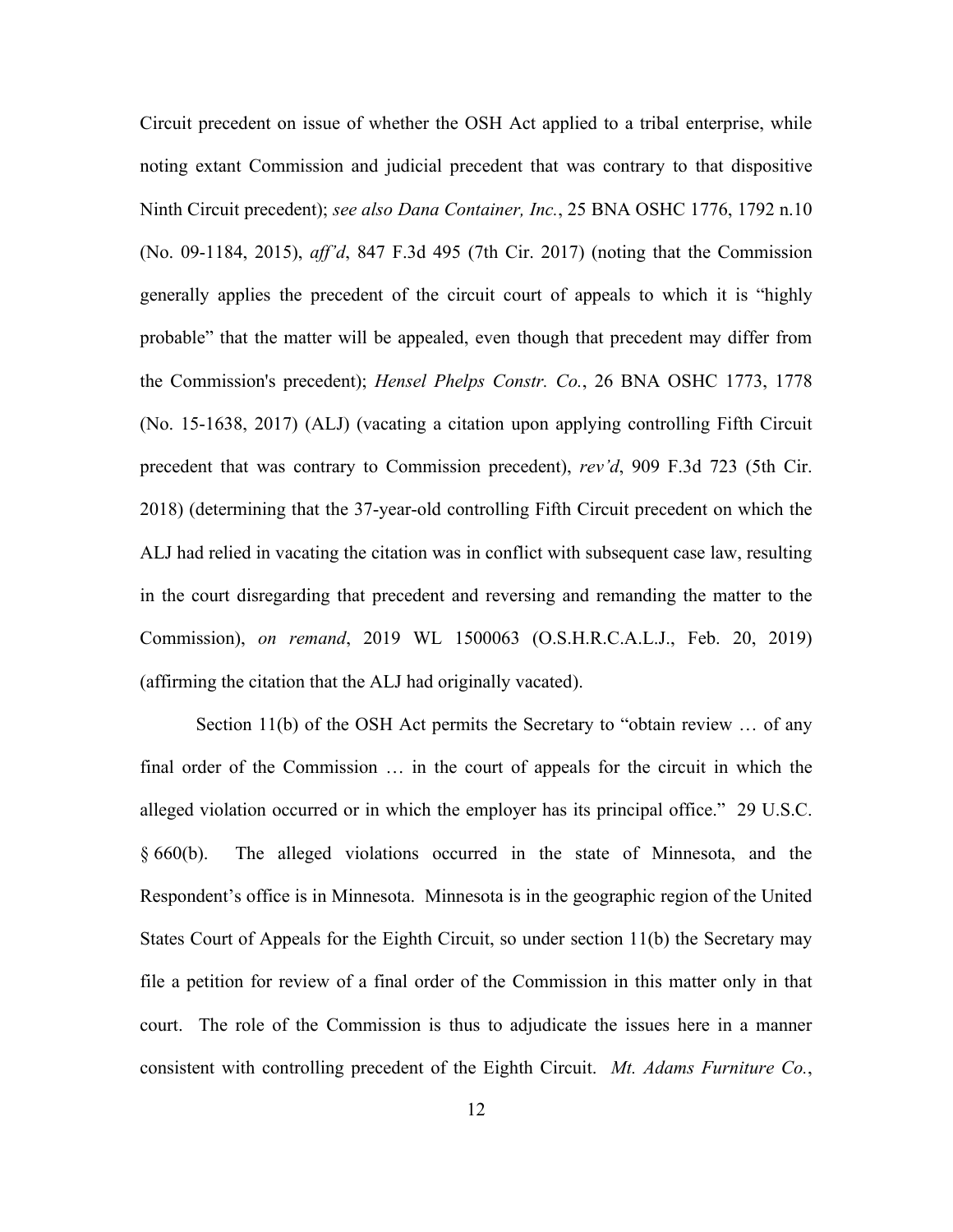Circuit precedent on issue of whether the OSH Act applied to a tribal enterprise, while noting extant Commission and judicial precedent that was contrary to that dispositive Ninth Circuit precedent); *see also Dana Container, Inc.*, 25 BNA OSHC 1776, 1792 n.10 (No. 09-1184, 2015), *aff'd*, 847 F.3d 495 (7th Cir. 2017) (noting that the Commission generally applies the precedent of the circuit court of appeals to which it is "highly probable" that the matter will be appealed, even though that precedent may differ from the Commission's precedent); *Hensel Phelps Constr. Co.*, 26 BNA OSHC 1773, 1778 (No. 15-1638, 2017) (ALJ) (vacating a citation upon applying controlling Fifth Circuit precedent that was contrary to Commission precedent), *rev'd*, 909 F.3d 723 (5th Cir. 2018) (determining that the 37-year-old controlling Fifth Circuit precedent on which the ALJ had relied in vacating the citation was in conflict with subsequent case law, resulting in the court disregarding that precedent and reversing and remanding the matter to the Commission), *on remand*, 2019 WL 1500063 (O.S.H.R.C.A.L.J., Feb. 20, 2019) (affirming the citation that the ALJ had originally vacated).

Section 11(b) of the OSH Act permits the Secretary to "obtain review … of any final order of the Commission … in the court of appeals for the circuit in which the alleged violation occurred or in which the employer has its principal office." 29 U.S.C. § 660(b). The alleged violations occurred in the state of Minnesota, and the Respondent's office is in Minnesota. Minnesota is in the geographic region of the United States Court of Appeals for the Eighth Circuit, so under section 11(b) the Secretary may file a petition for review of a final order of the Commission in this matter only in that court. The role of the Commission is thus to adjudicate the issues here in a manner consistent with controlling precedent of the Eighth Circuit. *Mt. Adams Furniture Co.*,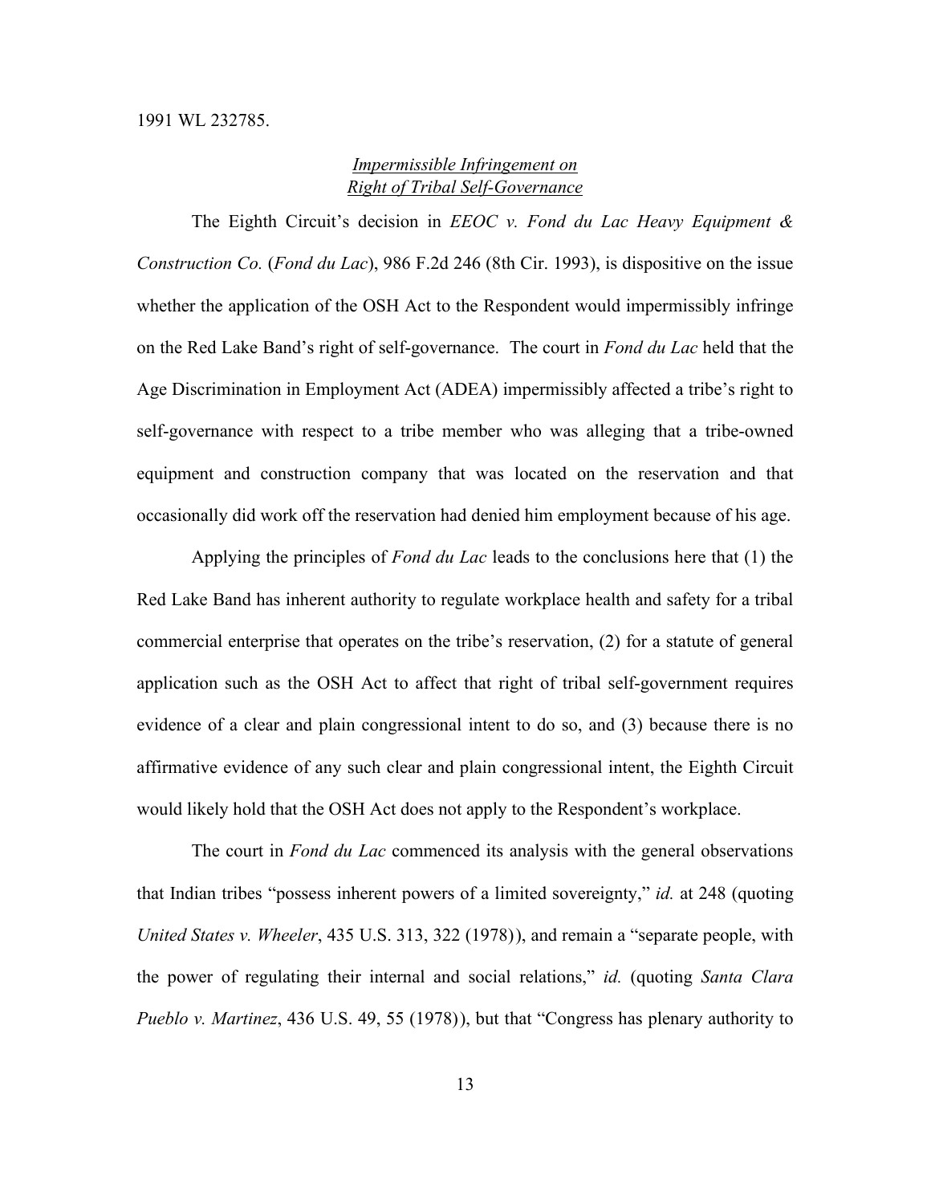1991 WL 232785.

<u>*Impermissible Infringement on Right of Tribal Self-Governance*</u>

The Eighth Circuit's decision in *EEOC v. Fond du Lac Heavy Equipment & Construction Co.* (*Fond du Lac*), 986 F.2d 246 (8th Cir. 1993), is dispositive on the issue whether the application of the OSH Act to the Respondent would impermissibly infringe on the Red Lake Band's right of self-governance. The court in *Fond du Lac* held that the Age Discrimination in Employment Act (ADEA) impermissibly affected a tribe's right to self-governance with respect to a tribe member who was alleging that a tribe-owned equipment and construction company that was located on the reservation and that occasionally did work off the reservation had denied him employment because of his age.

Applying the principles of *Fond du Lac* leads to the conclusions here that (1) the Red Lake Band has inherent authority to regulate workplace health and safety for a tribal commercial enterprise that operates on the tribe's reservation, (2) for a statute of general application such as the OSH Act to affect that right of tribal self-government requires evidence of a clear and plain congressional intent to do so, and (3) because there is no affirmative evidence of any such clear and plain congressional intent, the Eighth Circuit would likely hold that the OSH Act does not apply to the Respondent's workplace.

The court in *Fond du Lac* commenced its analysis with the general observations that Indian tribes "possess inherent powers of a limited sovereignty," *id.* at 248 (quoting *United States v. Wheeler*, 435 U.S. 313, 322 (1978)), and remain a "separate people, with the power of regulating their internal and social relations," *id.* (quoting *Santa Clara Pueblo v. Martinez*, 436 U.S. 49, 55 (1978)), but that "Congress has plenary authority to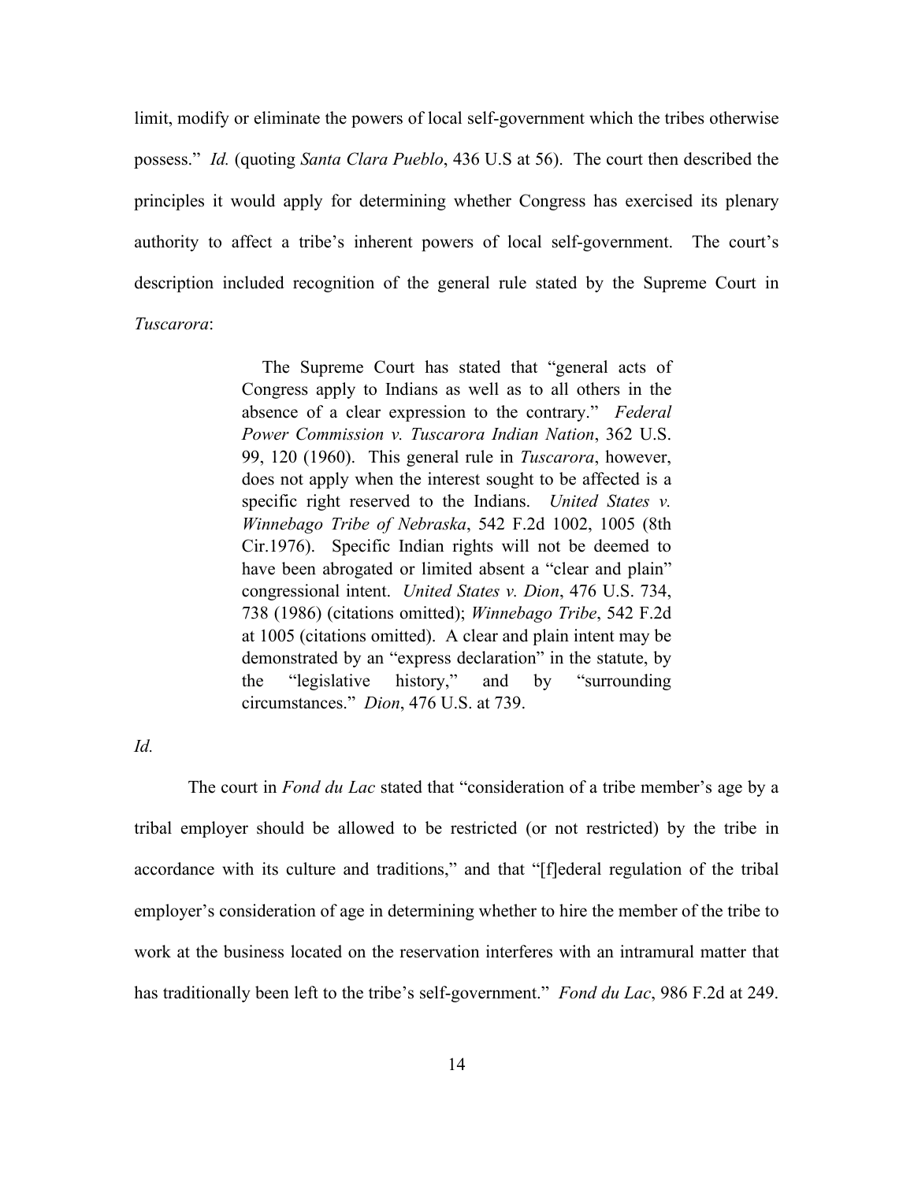limit, modify or eliminate the powers of local self-government which the tribes otherwise possess." *Id.* (quoting *Santa Clara Pueblo*, 436 U.S at 56). The court then described the principles it would apply for determining whether Congress has exercised its plenary authority to affect a tribe's inherent powers of local self-government. The court's description included recognition of the general rule stated by the Supreme Court in *Tuscarora*:

> The Supreme Court has stated that "general acts of Congress apply to Indians as well as to all others in the absence of a clear expression to the contrary." *Federal Power Commission v. Tuscarora Indian Nation*, 362 U.S. 99, 120 (1960). This general rule in *Tuscarora*, however, does not apply when the interest sought to be affected is a specific right reserved to the Indians. *United States v. Winnebago Tribe of Nebraska*, 542 F.2d 1002, 1005 (8th Cir.1976). Specific Indian rights will not be deemed to have been abrogated or limited absent a "clear and plain" congressional intent. *United States v. Dion*, 476 U.S. 734, 738 (1986) (citations omitted); *Winnebago Tribe*, 542 F.2d at 1005 (citations omitted). A clear and plain intent may be demonstrated by an "express declaration" in the statute, by the "legislative history," and by "surrounding circumstances." *Dion*, 476 U.S. at 739.

*Id.*

The court in *Fond du Lac* stated that "consideration of a tribe member's age by a tribal employer should be allowed to be restricted (or not restricted) by the tribe in accordance with its culture and traditions," and that "[f]ederal regulation of the tribal employer's consideration of age in determining whether to hire the member of the tribe to work at the business located on the reservation interferes with an intramural matter that has traditionally been left to the tribe's self-government." *Fond du Lac*, 986 F.2d at 249.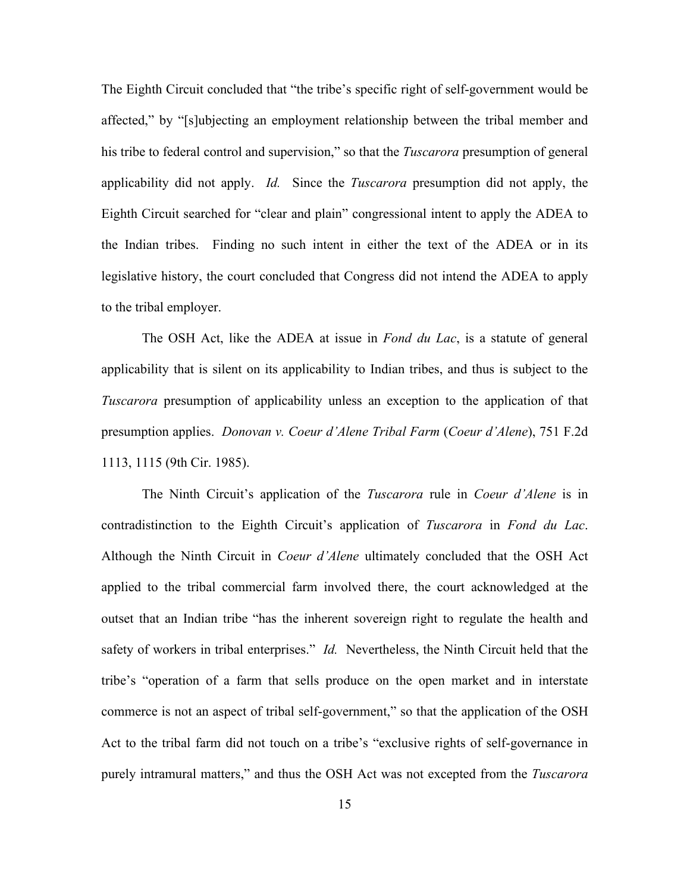The Eighth Circuit concluded that "the tribe's specific right of self-government would be affected," by "[s]ubjecting an employment relationship between the tribal member and his tribe to federal control and supervision," so that the *Tuscarora* presumption of general applicability did not apply. *Id.* Since the *Tuscarora* presumption did not apply, the Eighth Circuit searched for "clear and plain" congressional intent to apply the ADEA to the Indian tribes. Finding no such intent in either the text of the ADEA or in its legislative history, the court concluded that Congress did not intend the ADEA to apply to the tribal employer.

The OSH Act, like the ADEA at issue in *Fond du Lac*, is a statute of general applicability that is silent on its applicability to Indian tribes, and thus is subject to the *Tuscarora* presumption of applicability unless an exception to the application of that presumption applies. *Donovan v. Coeur d'Alene Tribal Farm* (*Coeur d'Alene*), 751 F.2d 1113, 1115 (9th Cir. 1985).

The Ninth Circuit's application of the *Tuscarora* rule in *Coeur d'Alene* is in contradistinction to the Eighth Circuit's application of *Tuscarora* in *Fond du Lac*. Although the Ninth Circuit in *Coeur d'Alene* ultimately concluded that the OSH Act applied to the tribal commercial farm involved there, the court acknowledged at the outset that an Indian tribe "has the inherent sovereign right to regulate the health and safety of workers in tribal enterprises." *Id.* Nevertheless, the Ninth Circuit held that the tribe's "operation of a farm that sells produce on the open market and in interstate commerce is not an aspect of tribal self-government," so that the application of the OSH Act to the tribal farm did not touch on a tribe's "exclusive rights of self-governance in purely intramural matters," and thus the OSH Act was not excepted from the *Tuscarora*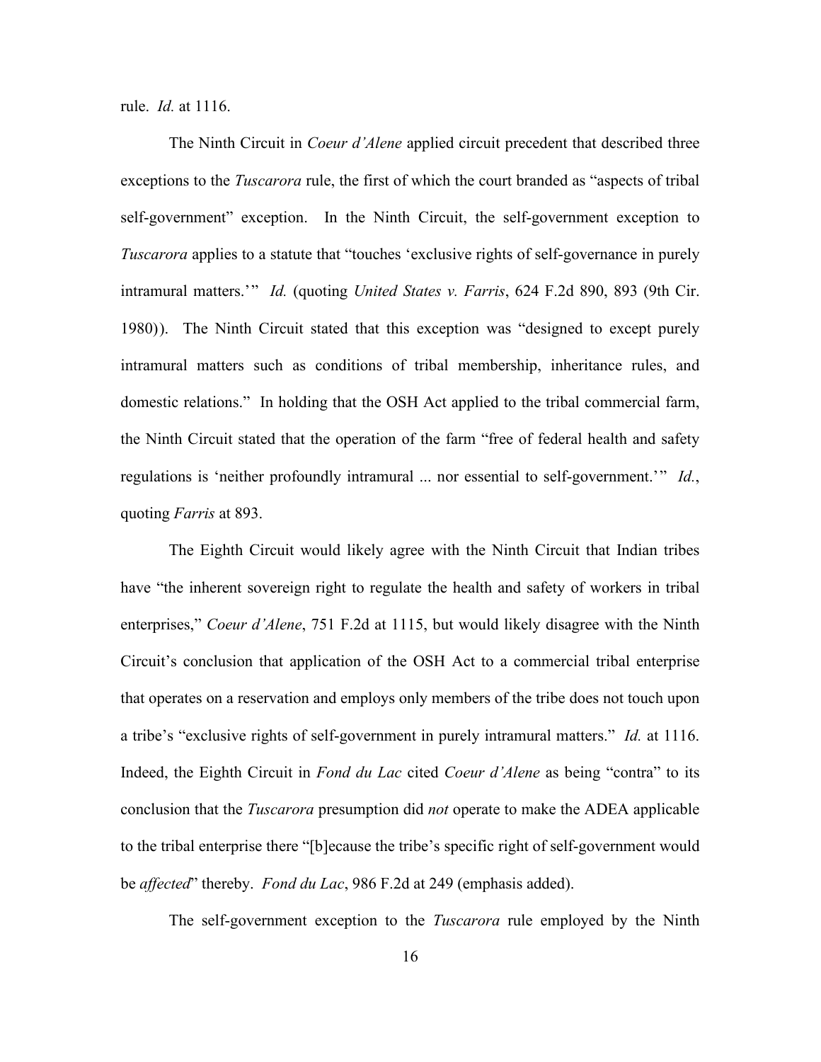rule. *Id.* at 1116.

The Ninth Circuit in *Coeur d'Alene* applied circuit precedent that described three exceptions to the *Tuscarora* rule, the first of which the court branded as "aspects of tribal self-government" exception. In the Ninth Circuit, the self-government exception to *Tuscarora* applies to a statute that "touches 'exclusive rights of self-governance in purely intramural matters.'" *Id.* (quoting *United States v. Farris*, 624 F.2d 890, 893 (9th Cir. 1980)). The Ninth Circuit stated that this exception was "designed to except purely intramural matters such as conditions of tribal membership, inheritance rules, and domestic relations." In holding that the OSH Act applied to the tribal commercial farm, the Ninth Circuit stated that the operation of the farm "free of federal health and safety regulations is 'neither profoundly intramural ... nor essential to self-government.'" *Id.*, quoting *Farris* at 893.

The Eighth Circuit would likely agree with the Ninth Circuit that Indian tribes have "the inherent sovereign right to regulate the health and safety of workers in tribal enterprises," *Coeur d'Alene*, 751 F.2d at 1115, but would likely disagree with the Ninth Circuit's conclusion that application of the OSH Act to a commercial tribal enterprise that operates on a reservation and employs only members of the tribe does not touch upon a tribe's "exclusive rights of self-government in purely intramural matters." *Id.* at 1116. Indeed, the Eighth Circuit in *Fond du Lac* cited *Coeur d'Alene* as being "contra" to its conclusion that the *Tuscarora* presumption did *not* operate to make the ADEA applicable to the tribal enterprise there "[b]ecause the tribe's specific right of self-government would be *affected*" thereby. *Fond du Lac*, 986 F.2d at 249 (emphasis added).

The self-government exception to the *Tuscarora* rule employed by the Ninth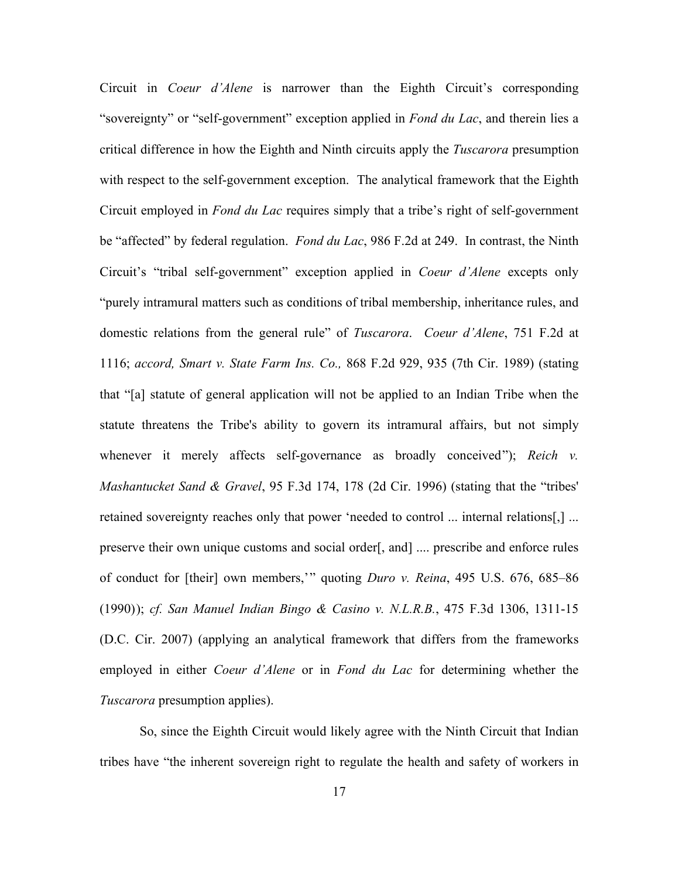Circuit in *Coeur d'Alene* is narrower than the Eighth Circuit's corresponding "sovereignty" or "self-government" exception applied in *Fond du Lac*, and therein lies a critical difference in how the Eighth and Ninth circuits apply the *Tuscarora* presumption with respect to the self-government exception. The analytical framework that the Eighth Circuit employed in *Fond du Lac* requires simply that a tribe's right of self-government be "affected" by federal regulation. *Fond du Lac*, 986 F.2d at 249. In contrast, the Ninth Circuit's "tribal self-government" exception applied in *Coeur d'Alene* excepts only "purely intramural matters such as conditions of tribal membership, inheritance rules, and domestic relations from the general rule" of *Tuscarora*. *Coeur d'Alene*, 751 F.2d at 1116; *accord, Smart v. State Farm Ins. Co.,* 868 F.2d 929, 935 (7th Cir. 1989) (stating that "[a] statute of general application will not be applied to an Indian Tribe when the statute threatens the Tribe's ability to govern its intramural affairs, but not simply whenever it merely affects self-governance as broadly conceived"); *Reich v. Mashantucket Sand & Gravel*, 95 F.3d 174, 178 (2d Cir. 1996) (stating that the "tribes' retained sovereignty reaches only that power 'needed to control ... internal relations[,] ... preserve their own unique customs and social order[, and] .... prescribe and enforce rules of conduct for [their] own members,'" quoting *Duro v. Reina*, 495 U.S. 676, 685–86 (1990)); *cf. San Manuel Indian Bingo & Casino v. N.L.R.B.*, 475 F.3d 1306, 1311-15 (D.C. Cir. 2007) (applying an analytical framework that differs from the frameworks employed in either *Coeur d'Alene* or in *Fond du Lac* for determining whether the *Tuscarora* presumption applies).

So, since the Eighth Circuit would likely agree with the Ninth Circuit that Indian tribes have "the inherent sovereign right to regulate the health and safety of workers in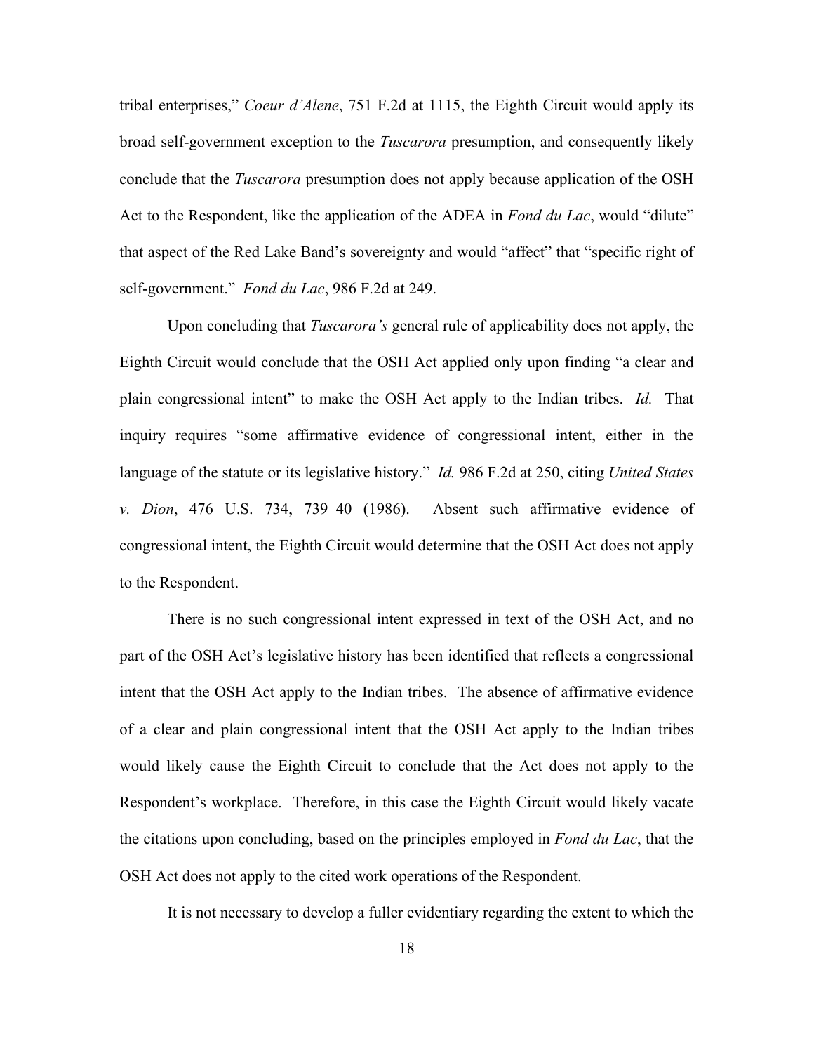tribal enterprises," *Coeur d'Alene*, 751 F.2d at 1115, the Eighth Circuit would apply its broad self-government exception to the *Tuscarora* presumption, and consequently likely conclude that the *Tuscarora* presumption does not apply because application of the OSH Act to the Respondent, like the application of the ADEA in *Fond du Lac*, would "dilute" that aspect of the Red Lake Band's sovereignty and would "affect" that "specific right of self-government." *Fond du Lac*, 986 F.2d at 249.

Upon concluding that *Tuscarora's* general rule of applicability does not apply, the Eighth Circuit would conclude that the OSH Act applied only upon finding "a clear and plain congressional intent" to make the OSH Act apply to the Indian tribes. *Id.* That inquiry requires "some affirmative evidence of congressional intent, either in the language of the statute or its legislative history." *Id.* 986 F.2d at 250, citing *United States v. Dion*, 476 U.S. 734, 739–40 (1986). Absent such affirmative evidence of congressional intent, the Eighth Circuit would determine that the OSH Act does not apply to the Respondent.

There is no such congressional intent expressed in text of the OSH Act, and no part of the OSH Act's legislative history has been identified that reflects a congressional intent that the OSH Act apply to the Indian tribes. The absence of affirmative evidence of a clear and plain congressional intent that the OSH Act apply to the Indian tribes would likely cause the Eighth Circuit to conclude that the Act does not apply to the Respondent's workplace. Therefore, in this case the Eighth Circuit would likely vacate the citations upon concluding, based on the principles employed in *Fond du Lac*, that the OSH Act does not apply to the cited work operations of the Respondent.

It is not necessary to develop a fuller evidentiary regarding the extent to which the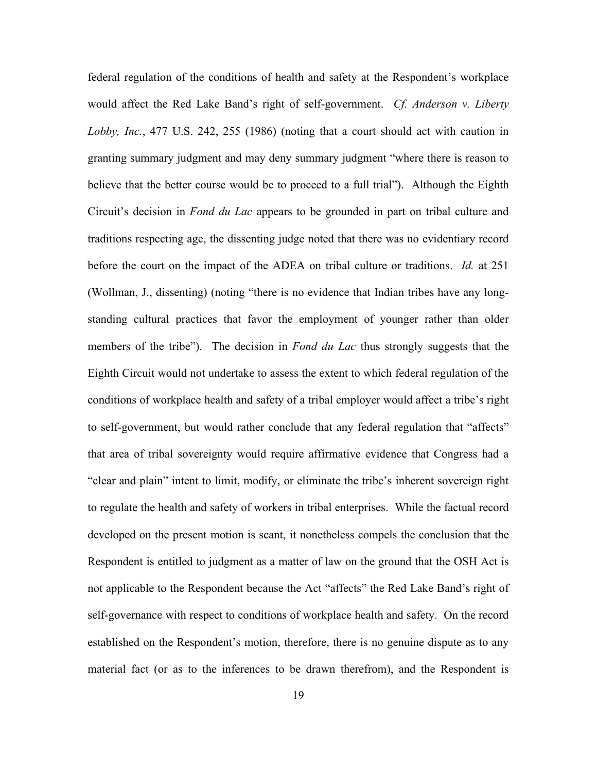federal regulation of the conditions of health and safety at the Respondent's workplace would affect the Red Lake Band's right of self-government. *Cf. Anderson v. Liberty Lobby, Inc.*, 477 U.S. 242, 255 (1986) (noting that a court should act with caution in granting summary judgment and may deny summary judgment "where there is reason to believe that the better course would be to proceed to a full trial"). Although the Eighth Circuit's decision in *Fond du Lac* appears to be grounded in part on tribal culture and traditions respecting age, the dissenting judge noted that there was no evidentiary record before the court on the impact of the ADEA on tribal culture or traditions. *Id.* at 251 (Wollman, J., dissenting) (noting "there is no evidence that Indian tribes have any long-standing cultural practices that favor the employment of younger rather than older members of the tribe"). The decision in *Fond du Lac* thus strongly suggests that the Eighth Circuit would not undertake to assess the extent to which federal regulation of the conditions of workplace health and safety of a tribal employer would affect a tribe's right to self-government, but would rather conclude that any federal regulation that "affects" that area of tribal sovereignty would require affirmative evidence that Congress had a "clear and plain" intent to limit, modify, or eliminate the tribe's inherent sovereign right to regulate the health and safety of workers in tribal enterprises. While the factual record developed on the present motion is scant, it nonetheless compels the conclusion that the Respondent is entitled to judgment as a matter of law on the ground that the OSH Act is not applicable to the Respondent because the Act "affects" the Red Lake Band's right of self-governance with respect to conditions of workplace health and safety. On the record established on the Respondent's motion, therefore, there is no genuine dispute as to any material fact (or as to the inferences to be drawn therefrom), and the Respondent is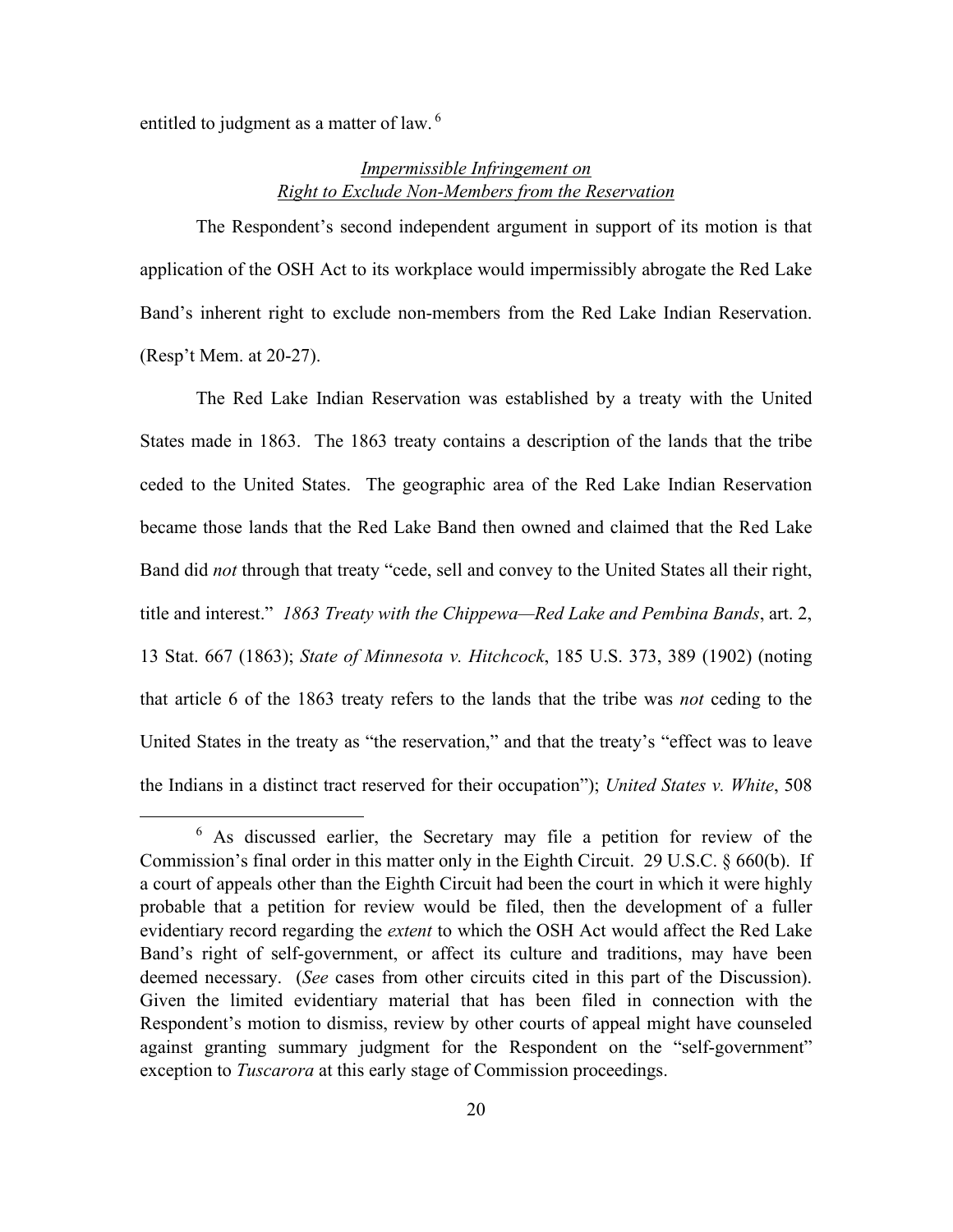entitled to judgment as a matter of law.[6]

*Impermissible Infringement on*
*Right to Exclude Non-Members from the Reservation*

The Respondent's second independent argument in support of its motion is that application of the OSH Act to its workplace would impermissibly abrogate the Red Lake Band's inherent right to exclude non-members from the Red Lake Indian Reservation. (Resp't Mem. at 20-27).

The Red Lake Indian Reservation was established by a treaty with the United States made in 1863. The 1863 treaty contains a description of the lands that the tribe ceded to the United States. The geographic area of the Red Lake Indian Reservation became those lands that the Red Lake Band then owned and claimed that the Red Lake Band did *not* through that treaty "cede, sell and convey to the United States all their right, title and interest." *1863 Treaty with the Chippewa—Red Lake and Pembina Bands*, art. 2, 13 Stat. 667 (1863); *State of Minnesota v. Hitchcock*, 185 U.S. 373, 389 (1902) (noting that article 6 of the 1863 treaty refers to the lands that the tribe was *not* ceding to the United States in the treaty as "the reservation," and that the treaty's "effect was to leave the Indians in a distinct tract reserved for their occupation"); *United States v. White*, 508

[6] As discussed earlier, the Secretary may file a petition for review of the Commission's final order in this matter only in the Eighth Circuit. 29 U.S.C. § 660(b). If a court of appeals other than the Eighth Circuit had been the court in which it were highly probable that a petition for review would be filed, then the development of a fuller evidentiary record regarding the *extent* to which the OSH Act would affect the Red Lake Band's right of self-government, or affect its culture and traditions, may have been deemed necessary. (*See* cases from other circuits cited in this part of the Discussion). Given the limited evidentiary material that has been filed in connection with the Respondent's motion to dismiss, review by other courts of appeal might have counseled against granting summary judgment for the Respondent on the "self-government" exception to *Tuscarora* at this early stage of Commission proceedings.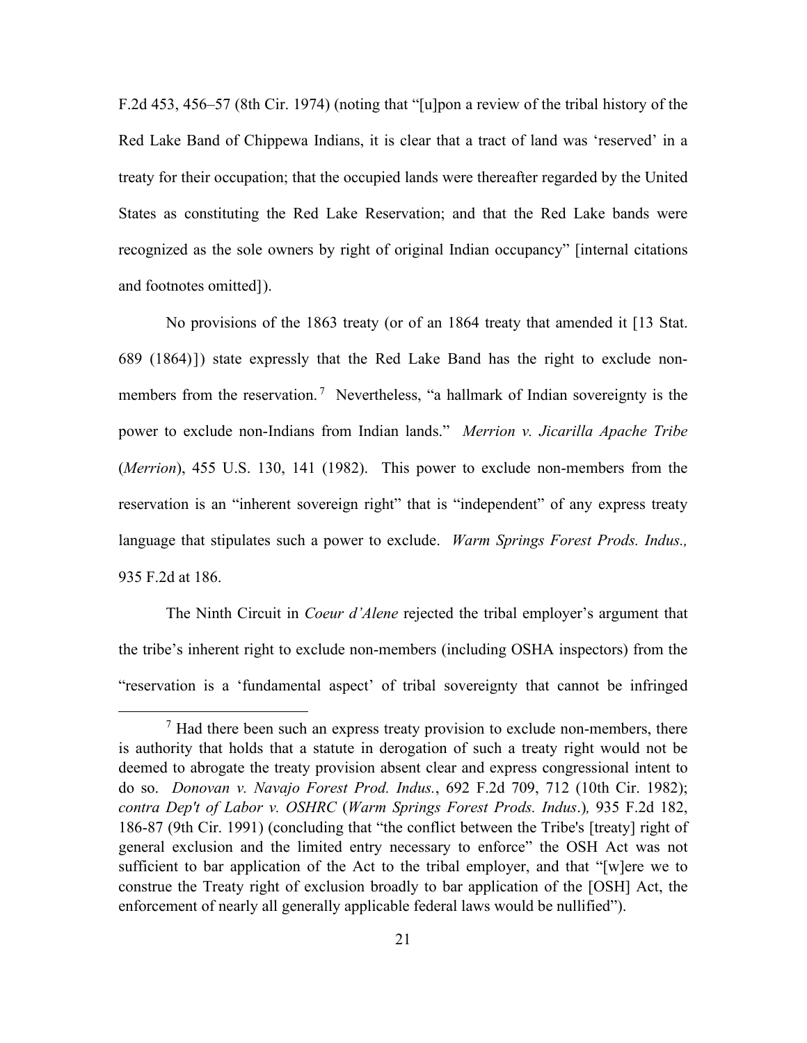F.2d 453, 456–57 (8th Cir. 1974) (noting that "[u]pon a review of the tribal history of the Red Lake Band of Chippewa Indians, it is clear that a tract of land was 'reserved' in a treaty for their occupation; that the occupied lands were thereafter regarded by the United States as constituting the Red Lake Reservation; and that the Red Lake bands were recognized as the sole owners by right of original Indian occupancy" [internal citations and footnotes omitted]).

No provisions of the 1863 treaty (or of an 1864 treaty that amended it [13 Stat. 689 (1864)]) state expressly that the Red Lake Band has the right to exclude non-members from the reservation.[7] Nevertheless, "a hallmark of Indian sovereignty is the power to exclude non-Indians from Indian lands." *Merrion v. Jicarilla Apache Tribe* (*Merrion*), 455 U.S. 130, 141 (1982). This power to exclude non-members from the reservation is an "inherent sovereign right" that is "independent" of any express treaty language that stipulates such a power to exclude. *Warm Springs Forest Prods. Indus.,* 935 F.2d at 186.

The Ninth Circuit in *Coeur d'Alene* rejected the tribal employer's argument that the tribe's inherent right to exclude non-members (including OSHA inspectors) from the "reservation is a 'fundamental aspect' of tribal sovereignty that cannot be infringed

---

[7] Had there been such an express treaty provision to exclude non-members, there is authority that holds that a statute in derogation of such a treaty right would not be deemed to abrogate the treaty provision absent clear and express congressional intent to do so. *Donovan v. Navajo Forest Prod. Indus.*, 692 F.2d 709, 712 (10th Cir. 1982); *contra Dep't of Labor v. OSHRC* (*Warm Springs Forest Prods. Indus.*)*,* 935 F.2d 182, 186-87 (9th Cir. 1991) (concluding that "the conflict between the Tribe's [treaty] right of general exclusion and the limited entry necessary to enforce" the OSH Act was not sufficient to bar application of the Act to the tribal employer, and that "[w]ere we to construe the Treaty right of exclusion broadly to bar application of the [OSH] Act, the enforcement of nearly all generally applicable federal laws would be nullified").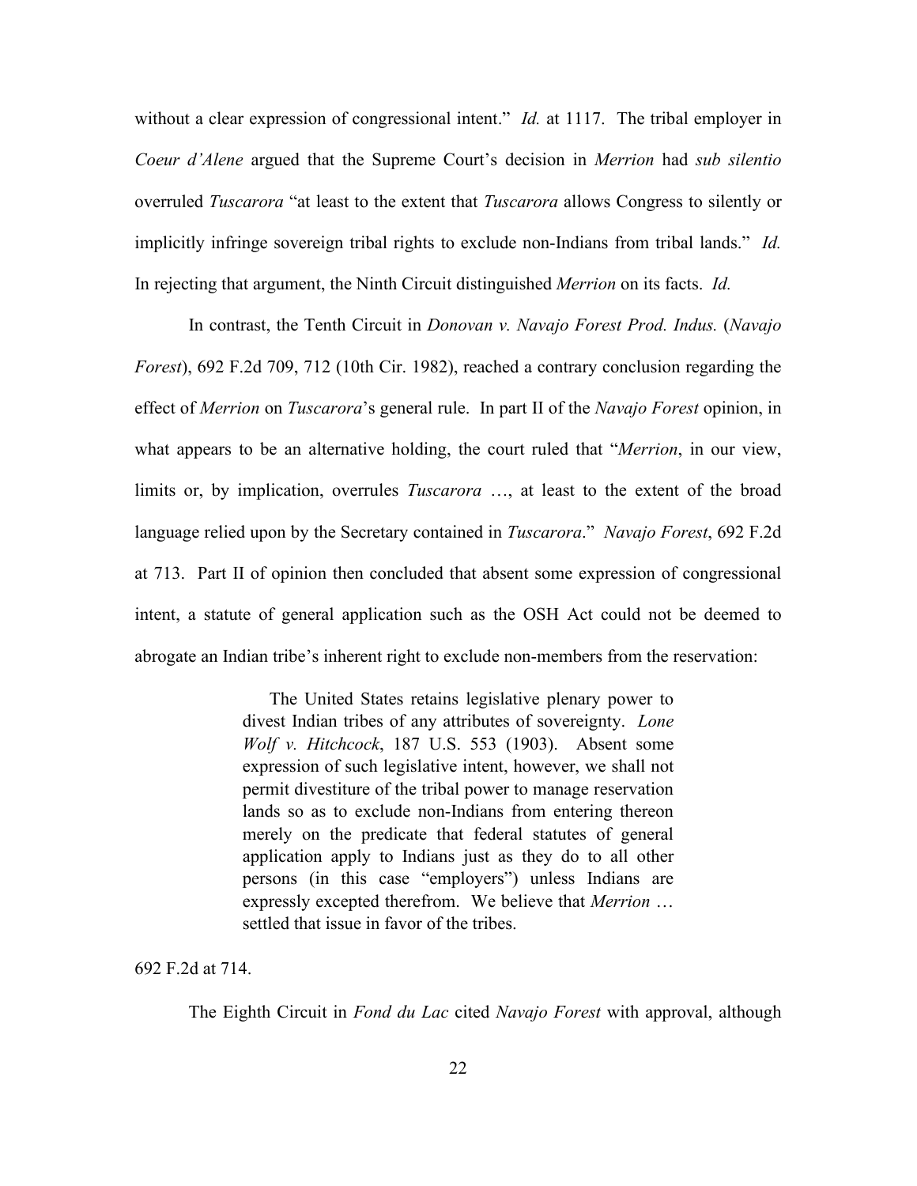without a clear expression of congressional intent." *Id.* at 1117. The tribal employer in *Coeur d'Alene* argued that the Supreme Court's decision in *Merrion* had *sub silentio* overruled *Tuscarora* "at least to the extent that *Tuscarora* allows Congress to silently or implicitly infringe sovereign tribal rights to exclude non-Indians from tribal lands." *Id.* In rejecting that argument, the Ninth Circuit distinguished *Merrion* on its facts. *Id.*

In contrast, the Tenth Circuit in *Donovan v. Navajo Forest Prod. Indus.* (*Navajo Forest*), 692 F.2d 709, 712 (10th Cir. 1982), reached a contrary conclusion regarding the effect of *Merrion* on *Tuscarora*'s general rule. In part II of the *Navajo Forest* opinion, in what appears to be an alternative holding, the court ruled that "*Merrion*, in our view, limits or, by implication, overrules *Tuscarora* …, at least to the extent of the broad language relied upon by the Secretary contained in *Tuscarora*." *Navajo Forest*, 692 F.2d at 713. Part II of opinion then concluded that absent some expression of congressional intent, a statute of general application such as the OSH Act could not be deemed to abrogate an Indian tribe's inherent right to exclude non-members from the reservation:

> The United States retains legislative plenary power to divest Indian tribes of any attributes of sovereignty. *Lone Wolf v. Hitchcock*, 187 U.S. 553 (1903). Absent some expression of such legislative intent, however, we shall not permit divestiture of the tribal power to manage reservation lands so as to exclude non-Indians from entering thereon merely on the predicate that federal statutes of general application apply to Indians just as they do to all other persons (in this case "employers") unless Indians are expressly excepted therefrom. We believe that *Merrion* … settled that issue in favor of the tribes.

692 F.2d at 714.

The Eighth Circuit in *Fond du Lac* cited *Navajo Forest* with approval, although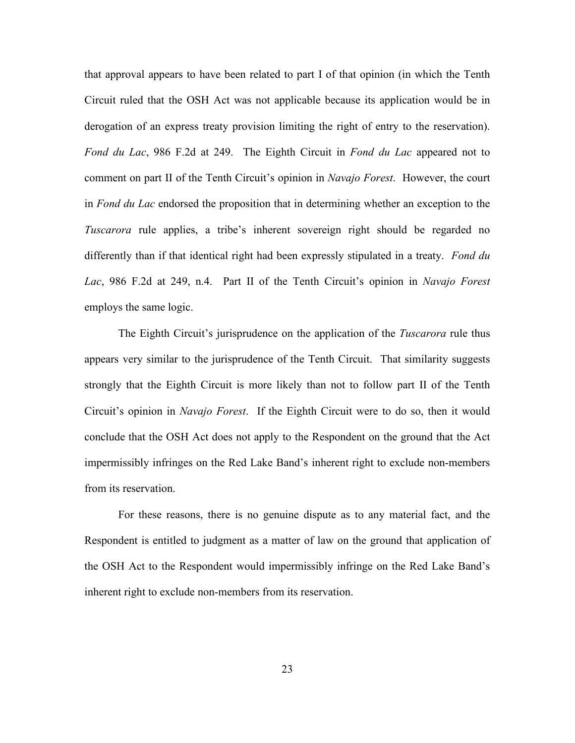that approval appears to have been related to part I of that opinion (in which the Tenth Circuit ruled that the OSH Act was not applicable because its application would be in derogation of an express treaty provision limiting the right of entry to the reservation). *Fond du Lac*, 986 F.2d at 249. The Eighth Circuit in *Fond du Lac* appeared not to comment on part II of the Tenth Circuit's opinion in *Navajo Forest*. However, the court in *Fond du Lac* endorsed the proposition that in determining whether an exception to the *Tuscarora* rule applies, a tribe's inherent sovereign right should be regarded no differently than if that identical right had been expressly stipulated in a treaty. *Fond du Lac*, 986 F.2d at 249, n.4. Part II of the Tenth Circuit's opinion in *Navajo Forest* employs the same logic.

The Eighth Circuit's jurisprudence on the application of the *Tuscarora* rule thus appears very similar to the jurisprudence of the Tenth Circuit. That similarity suggests strongly that the Eighth Circuit is more likely than not to follow part II of the Tenth Circuit's opinion in *Navajo Forest*. If the Eighth Circuit were to do so, then it would conclude that the OSH Act does not apply to the Respondent on the ground that the Act impermissibly infringes on the Red Lake Band's inherent right to exclude non-members from its reservation.

For these reasons, there is no genuine dispute as to any material fact, and the Respondent is entitled to judgment as a matter of law on the ground that application of the OSH Act to the Respondent would impermissibly infringe on the Red Lake Band's inherent right to exclude non-members from its reservation.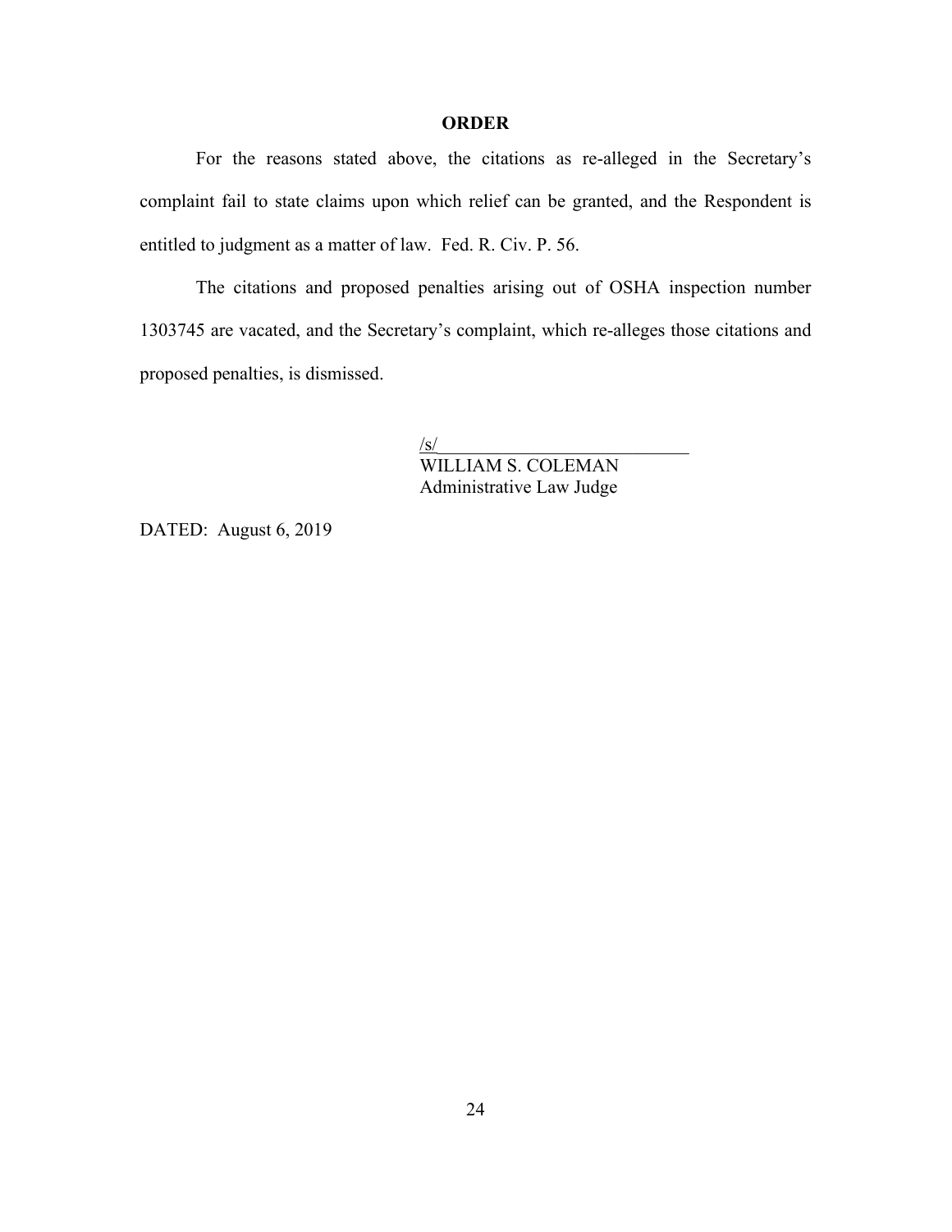## ORDER

For the reasons stated above, the citations as re-alleged in the Secretary's complaint fail to state claims upon which relief can be granted, and the Respondent is entitled to judgment as a matter of law. Fed. R. Civ. P. 56.

The citations and proposed penalties arising out of OSHA inspection number 1303745 are vacated, and the Secretary's complaint, which re-alleges those citations and proposed penalties, is dismissed.

/s/  
WILLIAM S. COLEMAN  
Administrative Law Judge

DATED: August 6, 2019